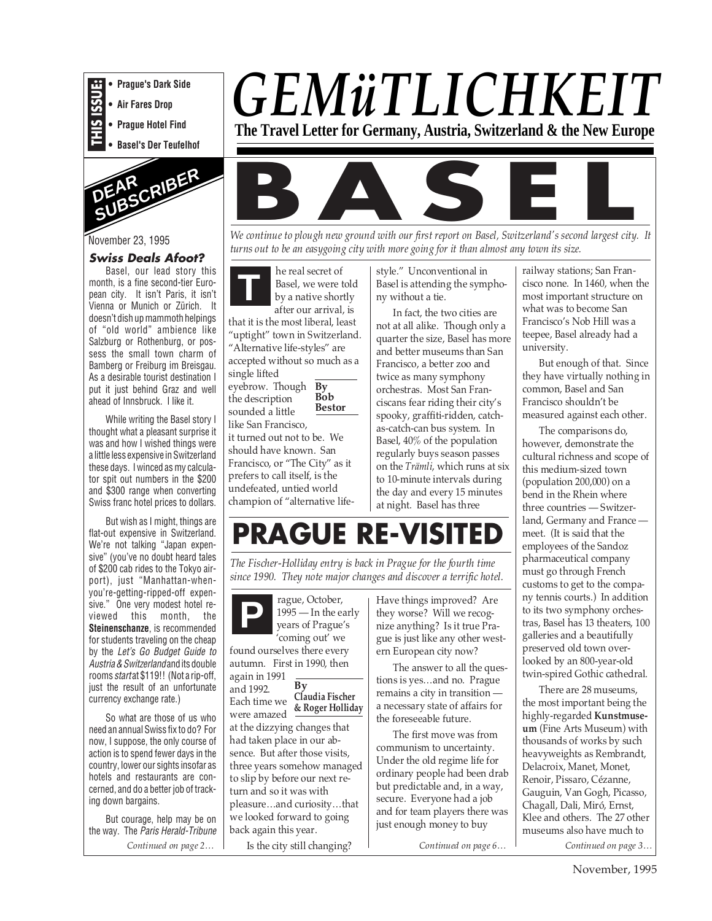**THIS ISSUE:**
- Prague's Dark Side
- Air Fares Drop
- Prague Hotel Find
- Basel's Der Teufelhof

# GEMüTLICHKEIT

**The Travel Letter for Germany, Austria, Switzerland & the New Europe**

## DEAR SUBSCRIBER

November 23, 1995

### *Swiss Deals Afoot?*

Basel, our lead story this month, is a fine second-tier European city. It isn't Paris, it isn't Vienna or Munich or Zürich. It doesn't dish up mammoth helpings of "old world" ambience like Salzburg or Rothenburg, or possess the small town charm of Bamberg or Freiburg im Breisgau. As a desirable tourist destination I put it just behind Graz and well ahead of Innsbruck. I like it.

While writing the Basel story I thought what a pleasant surprise it was and how I wished things were a little less expensive in Switzerland these days. I winced as my calculator spit out numbers in the $200 and $300 range when converting Swiss franc hotel prices to dollars.

But wish as I might, things are flat-out expensive in Switzerland. We're not talking "Japan expensive" (you've no doubt heard tales of $200 cab rides to the Tokyo airport), just "Manhattan-when-you're-getting-ripped-off expensive." One very modest hotel reviewed this month, the **Steinenschanze**, is recommended for students traveling on the cheap by the *Let's Go Budget Guide to Austria & Switzerland* and its double rooms *start* at $119!! (Not a rip-off, just the result of an unfortunate currency exchange rate.)

So what are those of us who need an annual Swiss fix to do? For now, I suppose, the only course of action is to spend fewer days in the country, lower our sights insofar as hotels and restaurants are concerned, and do a better job of tracking down bargains.

But courage, help may be on the way. The *Paris Herald-Tribune*

*Continued on page 2…*

# BASEL

*We continue to plough new ground with our first report on Basel, Switzerland's second largest city. It turns out to be an easygoing city with more going for it than almost any town its size.*

By Bob Bestor

The real secret of Basel, we were told by a native shortly after our arrival, is that it is the most liberal, least "uptight" town in Switzerland. "Alternative life-styles" are accepted without so much as a single lifted eyebrow. Though the description sounded a little like San Francisco, it turned out not to be. We should have known. San Francisco, or "The City" as it prefers to call itself, is the undefeated, untied world champion of "alternative life-style." Unconventional in Basel is attending the symphony without a tie.

In fact, the two cities are not at all alike. Though only a quarter the size, Basel has more and better museums than San Francisco, a better zoo and twice as many symphony orchestras. Most San Franciscans fear riding their city's spooky, graffiti-ridden, catch-as-catch-can bus system. In Basel, 40% of the population regularly buys season passes on the *Trämli*, which runs at six to 10-minute intervals during the day and every 15 minutes at night. Basel has three railway stations; San Francisco none. In 1460, when the most important structure on what was to become San Francisco's Nob Hill was a teepee, Basel already had a university.

But enough of that. Since they have virtually nothing in common, Basel and San Francisco shouldn't be measured against each other.

The comparisons do, however, demonstrate the cultural richness and scope of this medium-sized town (population 200,000) on a bend in the Rhein where three countries — Switzerland, Germany and France — meet. (It is said that the employees of the Sandoz pharmaceutical company must go through French customs to get to the company tennis courts.) In addition to its two symphony orchestras, Basel has 13 theaters, 100 galleries and a beautifully preserved old town overlooked by an 800-year-old twin-spired Gothic cathedral.

There are 28 museums, the most important being the highly-regarded **Kunstmuseum** (Fine Arts Museum) with thousands of works by such heavyweights as Rembrandt, Delacroix, Manet, Monet, Renoir, Pissaro, Cézanne, Gauguin, Van Gogh, Picasso, Chagall, Dali, Miró, Ernst, Klee and others. The 27 other museums also have much to

*Continued on page 3…*

# PRAGUE RE-VISITED

*The Fischer-Holliday entry is back in Prague for the fourth time since 1990. They note major changes and discover a terrific hotel.*

By Claudia Fischer & Roger Holliday

Prague, October, 1995 — In the early years of Prague's 'coming out' we found ourselves there every autumn. First in 1990, then again in 1991 and 1992. Each time we were amazed at the dizzying changes that had taken place in our absence. But after those visits, three years somehow managed to slip by before our next return and so it was with pleasure…and curiosity…that we looked forward to going back again this year.

Is the city still changing? Have things improved? Are they worse? Will we recognize anything? Is it true Prague is just like any other western European city now?

The answer to all the questions is yes…and no. Prague remains a city in transition — a necessary state of affairs for the foreseeable future.

The first move was from communism to uncertainty. Under the old regime life for ordinary people had been drab but predictable and, in a way, secure. Everyone had a job and for team players there was just enough money to buy

*Continued on page 6…*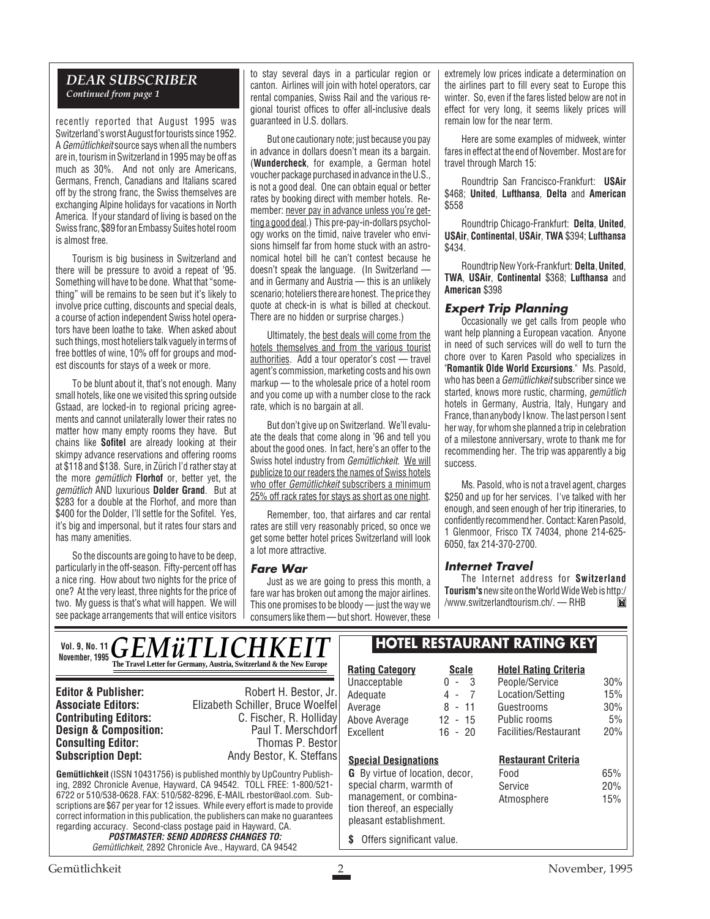## DEAR SUBSCRIBER

*Continued from page 1*

recently reported that August 1995 was Switzerland's worst August for tourists since 1952. A *Gemütlichkeit* source says when all the numbers are in, tourism in Switzerland in 1995 may be off as much as 30%. And not only are Americans, Germans, French, Canadians and Italians scared off by the strong franc, the Swiss themselves are exchanging Alpine holidays for vacations in North America. If your standard of living is based on the Swiss franc, $89 for an Embassy Suites hotel room is almost free.

Tourism is big business in Switzerland and there will be pressure to avoid a repeat of '95. Something will have to be done. What that "something" will be remains to be seen but it's likely to involve price cutting, discounts and special deals, a course of action independent Swiss hotel operators have been loathe to take. When asked about such things, most hoteliers talk vaguely in terms of free bottles of wine, 10% off for groups and modest discounts for stays of a week or more.

To be blunt about it, that's not enough. Many small hotels, like one we visited this spring outside Gstaad, are locked-in to regional pricing agreements and cannot unilaterally lower their rates no matter how many empty rooms they have. But chains like **Sofitel** are already looking at their skimpy advance reservations and offering rooms at $118 and $138. Sure, in Zürich I'd rather stay at the more *gemütlich* **Florhof** or, better yet, the *gemütlich* AND luxurious **Dolder Grand**. But at $283 for a double at the Florhof, and more than $400 for the Dolder, I'll settle for the Sofitel. Yes, it's big and impersonal, but it rates four stars and has many amenities.

So the discounts are going to have to be deep, particularly in the off-season. Fifty-percent off has a nice ring. How about two nights for the price of one? At the very least, three nights for the price of two. My guess is that's what will happen. We will see package arrangements that will entice visitors to stay several days in a particular region or canton. Airlines will join with hotel operators, car rental companies, Swiss Rail and the various regional tourist offices to offer all-inclusive deals guaranteed in U.S. dollars.

But one cautionary note; just because you pay in advance in dollars doesn't mean its a bargain. (**Wundercheck**, for example, a German hotel voucher package purchased in advance in the U.S., is not a good deal. One can obtain equal or better rates by booking direct with member hotels. Remember: never pay in advance unless you're getting a good deal.) This pre-pay-in-dollars psychology works on the timid, naive traveler who envisions himself far from home stuck with an astronomical hotel bill he can't contest because he doesn't speak the language. (In Switzerland — and in Germany and Austria — this is an unlikely scenario; hoteliers there are honest. The price they quote at check-in is what is billed at checkout. There are no hidden or surprise charges.)

Ultimately, the best deals will come from the hotels themselves and from the various tourist authorities. Add a tour operator's cost — travel agent's commission, marketing costs and his own markup — to the wholesale price of a hotel room and you come up with a number close to the rack rate, which is no bargain at all.

But don't give up on Switzerland. We'll evaluate the deals that come along in '96 and tell you about the good ones. In fact, here's an offer to the Swiss hotel industry from *Gemütlichkeit*. We will publicize to our readers the names of Swiss hotels who offer *Gemütlichkeit* subscribers a minimum 25% off rack rates for stays as short as one night.

Remember, too, that airfares and car rental rates are still very reasonably priced, so once we get some better hotel prices Switzerland will look a lot more attractive.

### Fare War

Just as we are going to press this month, a fare war has broken out among the major airlines. This one promises to be bloody — just the way we consumers like them — but short. However, these extremely low prices indicate a determination on the airlines part to fill every seat to Europe this winter. So, even if the fares listed below are not in effect for very long, it seems likely prices will remain low for the near term.

Here are some examples of midweek, winter fares in effect at the end of November. Most are for travel through March 15:

Roundtrip San Francisco-Frankfurt: **USAir** $468; **United**, **Lufthansa**, **Delta** and **American** $558

Roundtrip Chicago-Frankfurt: **Delta**, **United**, **USAir**, **Continental**, **USAir**, **TWA** $394; **Lufthansa** $434.

Roundtrip New York-Frankfurt: **Delta**, **United**, **TWA**, **USAir**, **Continental** $368; **Lufthansa** and **American** $398

### Expert Trip Planning

Occasionally we get calls from people who want help planning a European vacation. Anyone in need of such services will do well to turn the chore over to Karen Pasold who specializes in "**Romantik Olde World Excursions**." Ms. Pasold, who has been a *Gemütlichkeit* subscriber since we started, knows more rustic, charming, *gemütlich* hotels in Germany, Austria, Italy, Hungary and France, than anybody I know. The last person I sent her way, for whom she planned a trip in celebration of a milestone anniversary, wrote to thank me for recommending her. The trip was apparently a big success.

Ms. Pasold, who is not a travel agent, charges $250 and up for her services. I've talked with her enough, and seen enough of her trip itineraries, to confidently recommend her. Contact: Karen Pasold, 1 Glenmoor, Frisco TX 74034, phone 214-625-6050, fax 214-370-2700.

### Internet Travel

The Internet address for **Switzerland Tourism's** new site on the World Wide Web is http://www.switzerlandtourism.ch/. — RHB

---

**Vol. 9, No. 11 — November, 1995**

# GEMüTLICHKEIT

**The Travel Letter for Germany, Austria, Switzerland & the New Europe**

| | |
|---|---|
| **Editor & Publisher:** | Robert H. Bestor, Jr. |
| **Associate Editors:** | Elizabeth Schiller, Bruce Woelfel |
| **Contributing Editors:** | C. Fischer, R. Holliday |
| **Design & Composition:** | Paul T. Merschdorf |
| **Consulting Editor:** | Thomas P. Bestor |
| **Subscription Dept:** | Andy Bestor, K. Steffans |

**Gemütlichkeit** (ISSN 10431756) is published monthly by UpCountry Publishing, 2892 Chronicle Avenue, Hayward, CA 94542. TOLL FREE: 1-800/521-6722 or 510/538-0628. FAX: 510/582-8296, E-MAIL rbestor@aol.com. Subscriptions are $67 per year for 12 issues. While every effort is made to provide correct information in this publication, the publishers can make no guarantees regarding accuracy. Second-class postage paid in Hayward, CA.

***POSTMASTER: SEND ADDRESS CHANGES TO:***
*Gemütlichkeit*, 2892 Chronicle Ave., Hayward, CA 94542

## HOTEL RESTAURANT RATING KEY

| Rating Category | Scale |
|---|---|
| Unacceptable | 0 - 3 |
| Adequate | 4 - 7 |
| Average | 8 - 11 |
| Above Average | 12 - 15 |
| Excellent | 16 - 20 |

| Hotel Rating Criteria | |
|---|---|
| People/Service | 30% |
| Location/Setting | 15% |
| Guestrooms | 30% |
| Public rooms | 5% |
| Facilities/Restaurant | 20% |

**Special Designations**

**G** By virtue of location, decor, special charm, warmth of management, or combination thereof, an especially pleasant establishment.

**$** Offers significant value.

| Restaurant Criteria | |
|---|---|
| Food | 65% |
| Service | 20% |
| Atmosphere | 15% |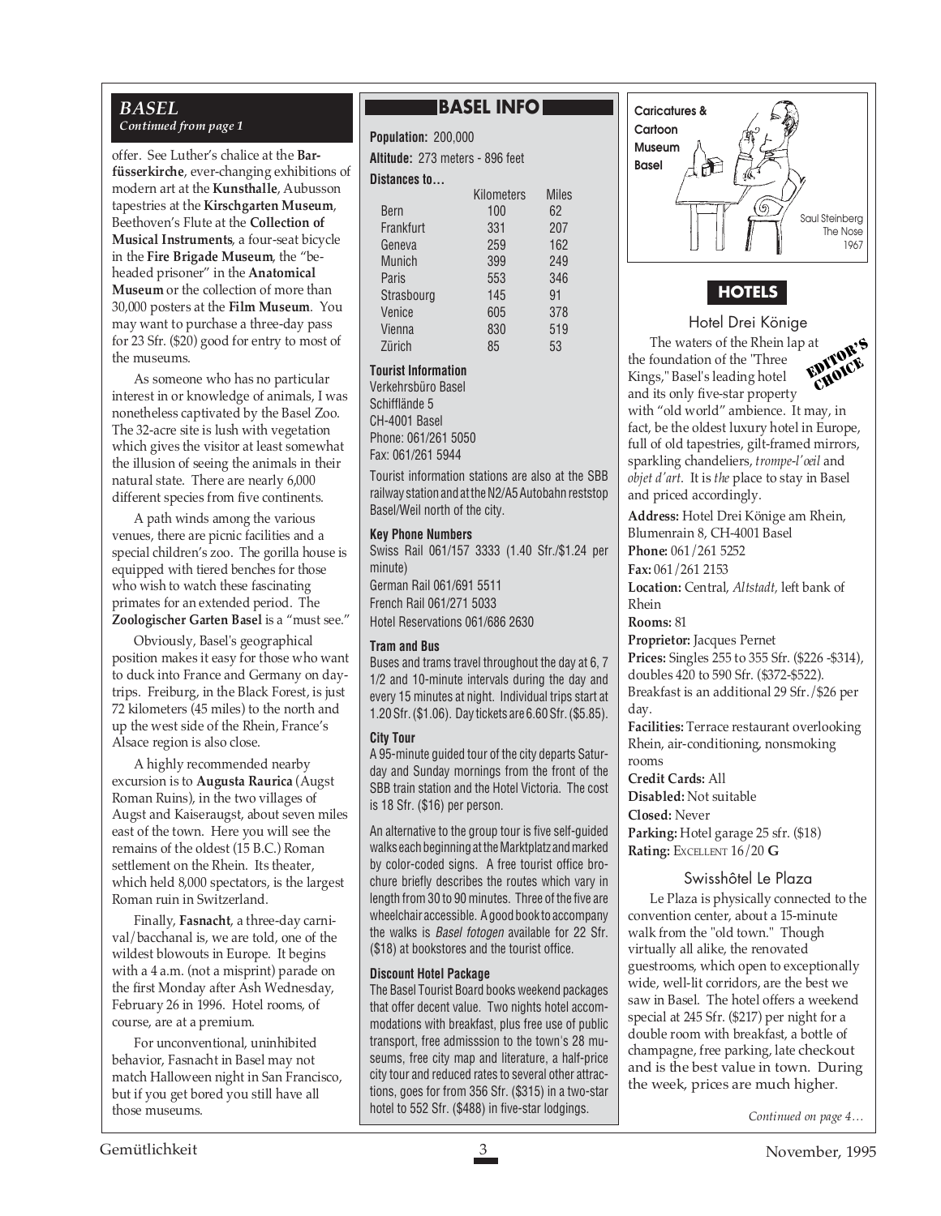## BASEL

*Continued from page 1*

offer. See Luther's chalice at the **Barfüsserkirche**, ever-changing exhibitions of modern art at the **Kunsthalle**, Aubusson tapestries at the **Kirschgarten Museum**, Beethoven's Flute at the **Collection of Musical Instruments**, a four-seat bicycle in the **Fire Brigade Museum**, the "beheaded prisoner" in the **Anatomical Museum** or the collection of more than 30,000 posters at the **Film Museum**. You may want to purchase a three-day pass for 23 Sfr. ($20) good for entry to most of the museums.

As someone who has no particular interest in or knowledge of animals, I was nonetheless captivated by the Basel Zoo. The 32-acre site is lush with vegetation which gives the visitor at least somewhat the illusion of seeing the animals in their natural state. There are nearly 6,000 different species from five continents.

A path winds among the various venues, there are picnic facilities and a special children's zoo. The gorilla house is equipped with tiered benches for those who wish to watch these fascinating primates for an extended period. The **Zoologischer Garten Basel** is a "must see."

Obviously, Basel's geographical position makes it easy for those who want to duck into France and Germany on day-trips. Freiburg, in the Black Forest, is just 72 kilometers (45 miles) to the north and up the west side of the Rhein, France's Alsace region is also close.

A highly recommended nearby excursion is to **Augusta Raurica** (Augst Roman Ruins), in the two villages of Augst and Kaiseraugst, about seven miles east of the town. Here you will see the remains of the oldest (15 B.C.) Roman settlement on the Rhein. Its theater, which held 8,000 spectators, is the largest Roman ruin in Switzerland.

Finally, **Fasnacht**, a three-day carnival/bacchanal is, we are told, one of the wildest blowouts in Europe. It begins with a 4 a.m. (not a misprint) parade on the first Monday after Ash Wednesday, February 26 in 1996. Hotel rooms, of course, are at a premium.

For unconventional, uninhibited behavior, Fasnacht in Basel may not match Halloween night in San Francisco, but if you get bored you still have all those museums.

## BASEL INFO

**Population:** 200,000

**Altitude:** 273 meters - 896 feet

**Distances to…**

| | Kilometers | Miles |
|---|---|---|
| Bern | 100 | 62 |
| Frankfurt | 331 | 207 |
| Geneva | 259 | 162 |
| Munich | 399 | 249 |
| Paris | 553 | 346 |
| Strasbourg | 145 | 91 |
| Venice | 605 | 378 |
| Vienna | 830 | 519 |
| Zürich | 85 | 53 |

**Tourist Information**

Verkehrsbüro Basel
Schifflände 5
CH-4001 Basel
Phone: 061/261 5050
Fax: 061/261 5944

Tourist information stations are also at the SBB railway station and at the N2/A5 Autobahn reststop Basel/Weil north of the city.

**Key Phone Numbers**

Swiss Rail 061/157 3333 (1.40 Sfr./$1.24 per minute)
German Rail 061/691 5511
French Rail 061/271 5033
Hotel Reservations 061/686 2630

**Tram and Bus**

Buses and trams travel throughout the day at 6, 7 1/2 and 10-minute intervals during the day and every 15 minutes at night. Individual trips start at 1.20 Sfr. ($1.06). Day tickets are 6.60 Sfr. ($5.85).

**City Tour**

A 95-minute guided tour of the city departs Saturday and Sunday mornings from the front of the SBB train station and the Hotel Victoria. The cost is 18 Sfr. ($16) per person.

An alternative to the group tour is five self-guided walks each beginning at the Marktplatz and marked by color-coded signs. A free tourist office brochure briefly describes the routes which vary in length from 30 to 90 minutes. Three of the five are wheelchair accessible. A good book to accompany the walks is *Basel fotogen* available for 22 Sfr. ($18) at bookstores and the tourist office.

**Discount Hotel Package**

The Basel Tourist Board books weekend packages that offer decent value. Two nights hotel accommodations with breakfast, plus free use of public transport, free admisssion to the town's 28 museums, free city map and literature, a half-price city tour and reduced rates to several other attractions, goes for from 356 Sfr. ($315) in a two-star hotel to 552 Sfr. ($488) in five-star lodgings.

Caricatures & Cartoon Museum Basel

Saul Steinberg
The Nose
1967

## HOTELS

### Hotel Drei Könige

EDITOR'S CHOICE

The waters of the Rhein lap at the foundation of the "Three Kings," Basel's leading hotel and its only five-star property with "old world" ambience. It may, in fact, be the oldest luxury hotel in Europe, full of old tapestries, gilt-framed mirrors, sparkling chandeliers, *trompe-l'oeil* and *objet d'art*. It is *the* place to stay in Basel and priced accordingly.

**Address:** Hotel Drei Könige am Rhein, Blumenrain 8, CH-4001 Basel
**Phone:** 061/261 5252
**Fax:** 061/261 2153
**Location:** Central, *Altstadt,* left bank of Rhein
**Rooms:** 81
**Proprietor:** Jacques Pernet
**Prices:** Singles 255 to 355 Sfr. ($226 -$314), doubles 420 to 590 Sfr. ($372-$522). Breakfast is an additional 29 Sfr./$26 per day.
**Facilities:** Terrace restaurant overlooking Rhein, air-conditioning, nonsmoking rooms
**Credit Cards:** All
**Disabled:** Not suitable
**Closed:** Never
**Parking:** Hotel garage 25 sfr. ($18)
**Rating:** EXCELLENT 16/20 **G**

### Swisshôtel Le Plaza

Le Plaza is physically connected to the convention center, about a 15-minute walk from the "old town." Though virtually all alike, the renovated guestrooms, which open to exceptionally wide, well-lit corridors, are the best we saw in Basel. The hotel offers a weekend special at 245 Sfr. ($217) per night for a double room with breakfast, a bottle of champagne, free parking, late checkout and is the best value in town. During the week, prices are much higher.

*Continued on page 4…*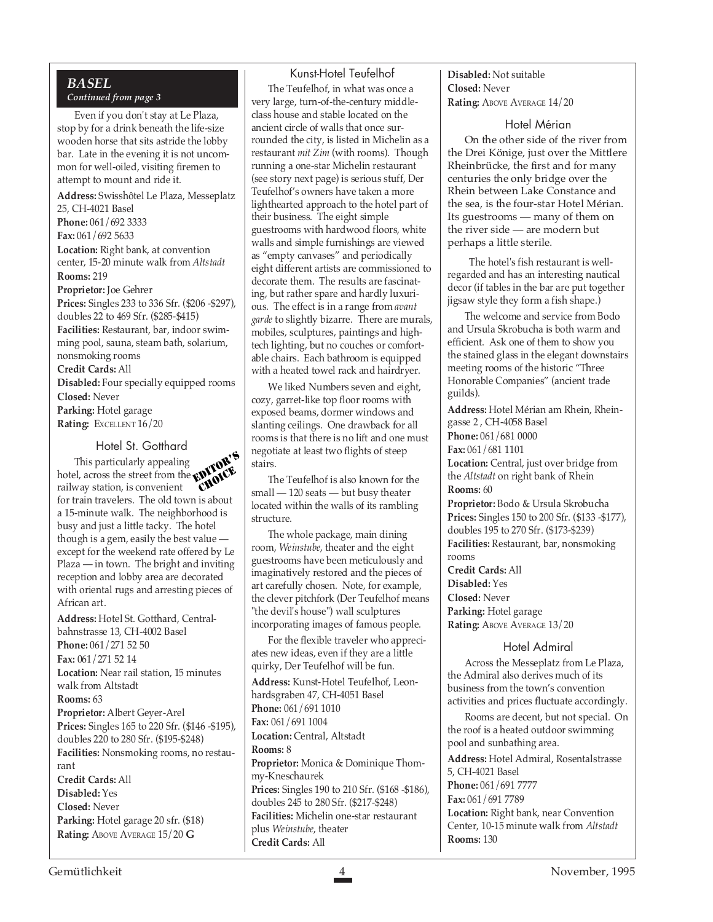## BASEL

*Continued from page 3*

Even if you don't stay at Le Plaza, stop by for a drink beneath the life-size wooden horse that sits astride the lobby bar. Late in the evening it is not uncommon for well-oiled, visiting firemen to attempt to mount and ride it.

**Address:** Swisshôtel Le Plaza, Messeplatz 25, CH-4021 Basel
**Phone:** 061/692 3333
**Fax:** 061/692 5633
**Location:** Right bank, at convention center, 15-20 minute walk from *Altstadt*
**Rooms:** 219
**Proprietor:** Joe Gehrer
**Prices:** Singles 233 to 336 Sfr. ($206 -$297), doubles 22 to 469 Sfr. ($285-$415)
**Facilities:** Restaurant, bar, indoor swimming pool, sauna, steam bath, solarium, nonsmoking rooms
**Credit Cards:** All
**Disabled:** Four specially equipped rooms
**Closed:** Never
**Parking:** Hotel garage
**Rating:** EXCELLENT 16/20

### Hotel St. Gotthard

EDITOR'S CHOICE

This particularly appealing hotel, across the street from the railway station, is convenient for train travelers. The old town is about a 15-minute walk. The neighborhood is busy and just a little tacky. The hotel though is a gem, easily the best value — except for the weekend rate offered by Le Plaza — in town. The bright and inviting reception and lobby area are decorated with oriental rugs and arresting pieces of African art.

**Address:** Hotel St. Gotthard, Centralbahnstrasse 13, CH-4002 Basel
**Phone:** 061/271 52 50
**Fax:** 061/271 52 14
**Location:** Near rail station, 15 minutes walk from Altstadt
**Rooms:** 63
**Proprietor:** Albert Geyer-Arel
**Prices:** Singles 165 to 220 Sfr. ($146 -$195), doubles 220 to 280 Sfr. ($195-$248)
**Facilities:** Nonsmoking rooms, no restaurant
**Credit Cards:** All
**Disabled:** Yes
**Closed:** Never
**Parking:** Hotel garage 20 sfr. ($18)
**Rating:** ABOVE AVERAGE 15/20 **G**

### Kunst-Hotel Teufelhof

The Teufelhof, in what was once a very large, turn-of-the-century middle-class house and stable located on the ancient circle of walls that once surrounded the city, is listed in Michelin as a restaurant *mit Zim* (with rooms). Though running a one-star Michelin restaurant (see story next page) is serious stuff, Der Teufelhof's owners have taken a more lighthearted approach to the hotel part of their business. The eight simple guestrooms with hardwood floors, white walls and simple furnishings are viewed as "empty canvases" and periodically eight different artists are commissioned to decorate them. The results are fascinating, but rather spare and hardly luxurious. The effect is in a range from *avant garde* to slightly bizarre. There are murals, mobiles, sculptures, paintings and high-tech lighting, but no couches or comfortable chairs. Each bathroom is equipped with a heated towel rack and hairdryer.

We liked Numbers seven and eight, cozy, garret-like top floor rooms with exposed beams, dormer windows and slanting ceilings. One drawback for all rooms is that there is no lift and one must negotiate at least two flights of steep stairs.

The Teufelhof is also known for the small — 120 seats — but busy theater located within the walls of its rambling structure.

The whole package, main dining room, *Weinstube*, theater and the eight guestrooms have been meticulously and imaginatively restored and the pieces of art carefully chosen. Note, for example, the clever pitchfork (Der Teufelhof means "the devil's house") wall sculptures incorporating images of famous people.

For the flexible traveler who appreciates new ideas, even if they are a little quirky, Der Teufelhof will be fun.

**Address:** Kunst-Hotel Teufelhof, Leonhardsgraben 47, CH-4051 Basel
**Phone:** 061/691 1010
**Fax:** 061/691 1004
**Location:** Central, Altstadt
**Rooms:** 8
**Proprietor:** Monica & Dominique Thommy-Kneschaurek
**Prices:** Singles 190 to 210 Sfr. ($168 -$186), doubles 245 to 280 Sfr. ($217-$248)
**Facilities:** Michelin one-star restaurant plus *Weinstube*, theater
**Credit Cards:** All
**Disabled:** Not suitable
**Closed:** Never
**Rating:** ABOVE AVERAGE 14/20

### Hotel Mérian

On the other side of the river from the Drei Könige, just over the Mittlere Rheinbrücke, the first and for many centuries the only bridge over the Rhein between Lake Constance and the sea, is the four-star Hotel Mérian. Its guestrooms — many of them on the river side — are modern but perhaps a little sterile.

The hotel's fish restaurant is well-regarded and has an interesting nautical decor (if tables in the bar are put together jigsaw style they form a fish shape.)

The welcome and service from Bodo and Ursula Skrobucha is both warm and efficient. Ask one of them to show you the stained glass in the elegant downstairs meeting rooms of the historic "Three Honorable Companies" (ancient trade guilds).

**Address:** Hotel Mérian am Rhein, Rheingasse 2 , CH-4058 Basel
**Phone:** 061/681 0000
**Fax:** 061/681 1101
**Location:** Central, just over bridge from the *Altstadt* on right bank of Rhein
**Rooms:** 60
**Proprietor:** Bodo & Ursula Skrobucha
**Prices:** Singles 150 to 200 Sfr. ($133 -$177), doubles 195 to 270 Sfr. ($173-$239)
**Facilities:** Restaurant, bar, nonsmoking rooms
**Credit Cards:** All
**Disabled:** Yes
**Closed:** Never
**Parking:** Hotel garage
**Rating:** ABOVE AVERAGE 13/20

### Hotel Admiral

Across the Messeplatz from Le Plaza, the Admiral also derives much of its business from the town's convention activities and prices fluctuate accordingly.

Rooms are decent, but not special. On the roof is a heated outdoor swimming pool and sunbathing area.

**Address:** Hotel Admiral, Rosentalstrasse 5, CH-4021 Basel
**Phone:** 061/691 7777
**Fax:** 061/691 7789
**Location:** Right bank, near Convention Center, 10-15 minute walk from *Altstadt*
**Rooms:** 130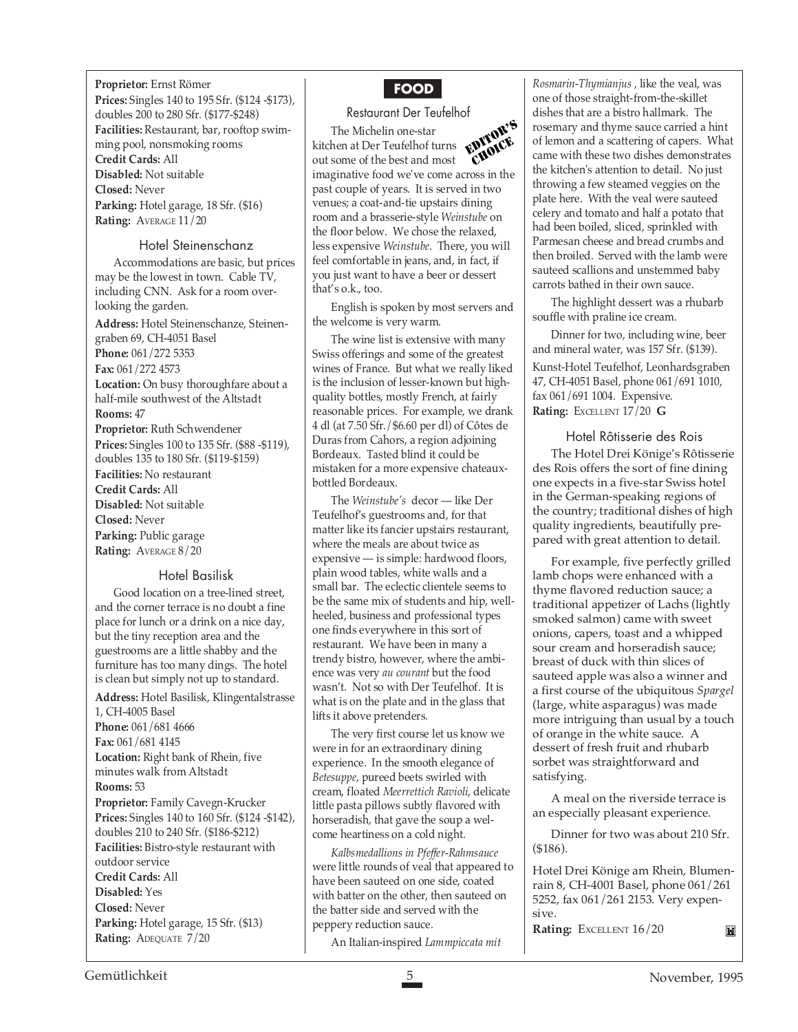**Proprietor:** Ernst Römer
**Prices:** Singles 140 to 195 Sfr. ($124 -$173), doubles 200 to 280 Sfr. ($177-$248)
**Facilities:** Restaurant, bar, rooftop swimming pool, nonsmoking rooms
**Credit Cards:** All
**Disabled:** Not suitable
**Closed:** Never
**Parking:** Hotel garage, 18 Sfr. ($16)
**Rating:** AVERAGE 11/20

### Hotel Steinenschanz

Accommodations are basic, but prices may be the lowest in town. Cable TV, including CNN. Ask for a room overlooking the garden.

**Address:** Hotel Steinenschanze, Steinengraben 69, CH-4051 Basel
**Phone:** 061/272 5353
**Fax:** 061/272 4573
**Location:** On busy thoroughfare about a half-mile southwest of the Altstadt
**Rooms:** 47
**Proprietor:** Ruth Schwendener
**Prices:** Singles 100 to 135 Sfr. ($88 -$119), doubles 135 to 180 Sfr. ($119-$159)
**Facilities:** No restaurant
**Credit Cards:** All
**Disabled:** Not suitable
**Closed:** Never
**Parking:** Public garage
**Rating:** AVERAGE 8/20

### Hotel Basilisk

Good location on a tree-lined street, and the corner terrace is no doubt a fine place for lunch or a drink on a nice day, but the tiny reception area and the guestrooms are a little shabby and the furniture has too many dings. The hotel is clean but simply not up to standard.

**Address:** Hotel Basilisk, Klingentalstrasse 1, CH-4005 Basel
**Phone:** 061/681 4666
**Fax:** 061/681 4145
**Location:** Right bank of Rhein, five minutes walk from Altstadt
**Rooms:** 53
**Proprietor:** Family Cavegn-Krucker
**Prices:** Singles 140 to 160 Sfr. ($124 -$142), doubles 210 to 240 Sfr. ($186-$212)
**Facilities:** Bistro-style restaurant with outdoor service
**Credit Cards:** All
**Disabled:** Yes
**Closed:** Never
**Parking:** Hotel garage, 15 Sfr. ($13)
**Rating:** ADEQUATE 7/20

## FOOD

### Restaurant Der Teufelhof

EDITOR'S CHOICE

The Michelin one-star kitchen at Der Teufelhof turns out some of the best and most imaginative food we've come across in the past couple of years. It is served in two venues; a coat-and-tie upstairs dining room and a brasserie-style *Weinstube* on the floor below. We chose the relaxed, less expensive *Weinstube*. There, you will feel comfortable in jeans, and, in fact, if you just want to have a beer or dessert that's o.k., too.

English is spoken by most servers and the welcome is very warm.

The wine list is extensive with many Swiss offerings and some of the greatest wines of France. But what we really liked is the inclusion of lesser-known but high-quality bottles, mostly French, at fairly reasonable prices. For example, we drank 4 dl (at 7.50 Sfr./$6.60 per dl) of Côtes de Duras from Cahors, a region adjoining Bordeaux. Tasted blind it could be mistaken for a more expensive chateaux-bottled Bordeaux.

The *Weinstube's* decor — like Der Teufelhof's guestrooms and, for that matter like its fancier upstairs restaurant, where the meals are about twice as expensive — is simple: hardwood floors, plain wood tables, white walls and a small bar. The eclectic clientele seems to be the same mix of students and hip, well-heeled, business and professional types one finds everywhere in this sort of restaurant. We have been in many a trendy bistro, however, where the ambience was very *au courant* but the food wasn't. Not so with Der Teufelhof. It is what is on the plate and in the glass that lifts it above pretenders.

The very first course let us know we were in for an extraordinary dining experience. In the smooth elegance of *Betesuppe*, pureed beets swirled with cream, floated *Meerrettich Ravioli*, delicate little pasta pillows subtly flavored with horseradish, that gave the soup a welcome heartiness on a cold night.

*Kalbsmedallions in Pfeffer-Rahmsauce* were little rounds of veal that appeared to have been sauteed on one side, coated with batter on the other, then sauteed on the batter side and served with the peppery reduction sauce.

An Italian-inspired *Lammpiccata mit Rosmarin-Thymianjus*, like the veal, was one of those straight-from-the-skillet dishes that are a bistro hallmark. The rosemary and thyme sauce carried a hint of lemon and a scattering of capers. What came with these two dishes demonstrates the kitchen's attention to detail. No just throwing a few steamed veggies on the plate here. With the veal were sauteed celery and tomato and half a potato that had been boiled, sliced, sprinkled with Parmesan cheese and bread crumbs and then broiled. Served with the lamb were sauteed scallions and unstemmed baby carrots bathed in their own sauce.

The highlight dessert was a rhubarb souffle with praline ice cream.

Dinner for two, including wine, beer and mineral water, was 157 Sfr. ($139).

Kunst-Hotel Teufelhof, Leonhardsgraben 47, CH-4051 Basel, phone 061/691 1010, fax 061/691 1004. Expensive.
**Rating:** EXCELLENT 17/20 **G**

### Hotel Rôtisserie des Rois

The Hotel Drei Könige's Rôtisserie des Rois offers the sort of fine dining one expects in a five-star Swiss hotel in the German-speaking regions of the country; traditional dishes of high quality ingredients, beautifully prepared with great attention to detail.

For example, five perfectly grilled lamb chops were enhanced with a thyme flavored reduction sauce; a traditional appetizer of Lachs (lightly smoked salmon) came with sweet onions, capers, toast and a whipped sour cream and horseradish sauce; breast of duck with thin slices of sauteed apple was also a winner and a first course of the ubiquitous *Spargel* (large, white asparagus) was made more intriguing than usual by a touch of orange in the white sauce. A dessert of fresh fruit and rhubarb sorbet was straightforward and satisfying.

A meal on the riverside terrace is an especially pleasant experience.

Dinner for two was about 210 Sfr. ($186).

Hotel Drei Könige am Rhein, Blumenrain 8, CH-4001 Basel, phone 061/261 5252, fax 061/261 2153. Very expensive.
**Rating:** EXCELLENT 16/20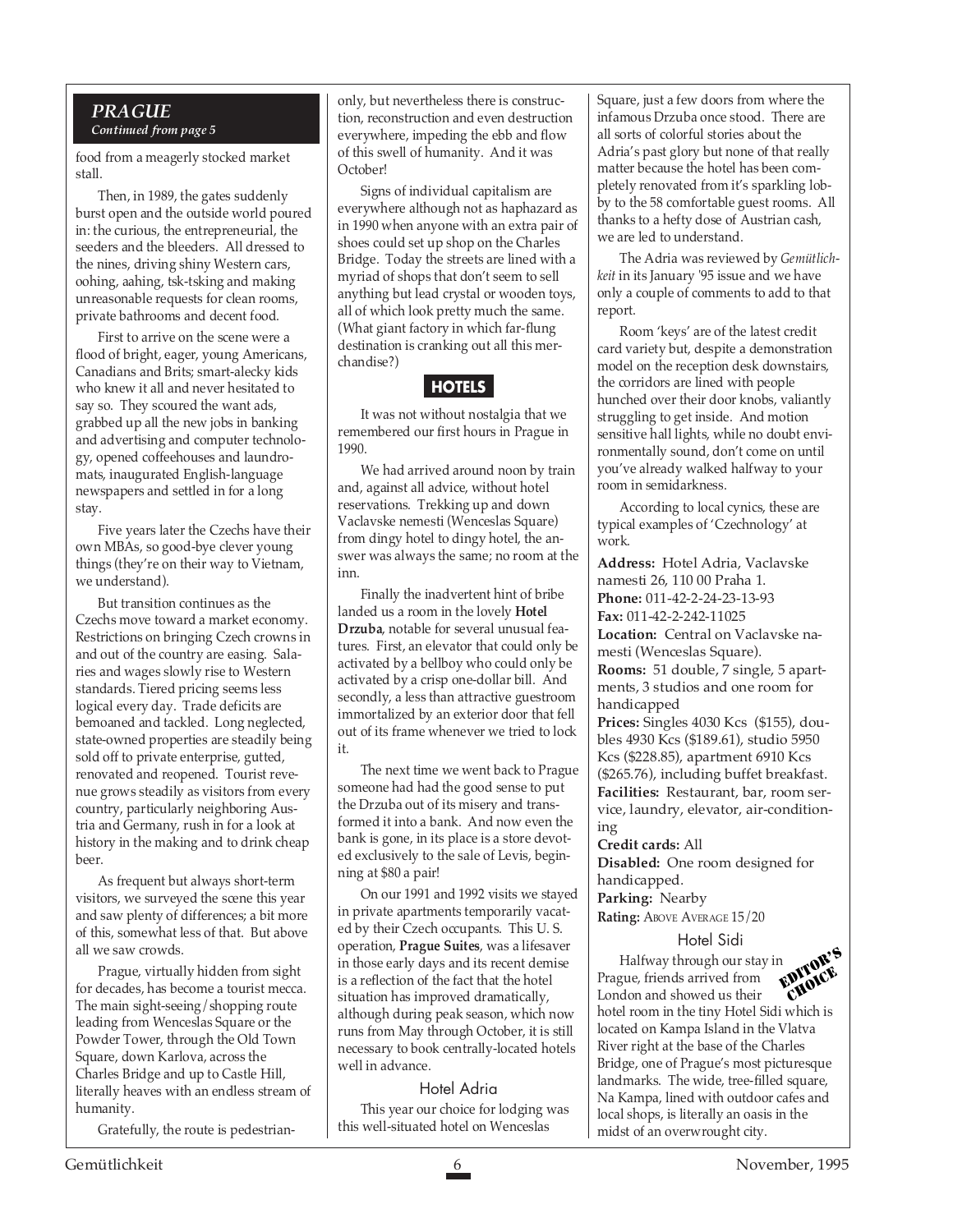## PRAGUE

*Continued from page 5*

food from a meagerly stocked market stall.

Then, in 1989, the gates suddenly burst open and the outside world poured in: the curious, the entrepreneurial, the seeders and the bleeders. All dressed to the nines, driving shiny Western cars, oohing, aahing, tsk-tsking and making unreasonable requests for clean rooms, private bathrooms and decent food.

First to arrive on the scene were a flood of bright, eager, young Americans, Canadians and Brits; smart-alecky kids who knew it all and never hesitated to say so. They scoured the want ads, grabbed up all the new jobs in banking and advertising and computer technology, opened coffeehouses and laundromats, inaugurated English-language newspapers and settled in for a long stay.

Five years later the Czechs have their own MBAs, so good-bye clever young things (they're on their way to Vietnam, we understand).

But transition continues as the Czechs move toward a market economy. Restrictions on bringing Czech crowns in and out of the country are easing. Salaries and wages slowly rise to Western standards. Tiered pricing seems less logical every day. Trade deficits are bemoaned and tackled. Long neglected, state-owned properties are steadily being sold off to private enterprise, gutted, renovated and reopened. Tourist revenue grows steadily as visitors from every country, particularly neighboring Austria and Germany, rush in for a look at history in the making and to drink cheap beer.

As frequent but always short-term visitors, we surveyed the scene this year and saw plenty of differences; a bit more of this, somewhat less of that. But above all we saw crowds.

Prague, virtually hidden from sight for decades, has become a tourist mecca. The main sight-seeing/shopping route leading from Wenceslas Square or the Powder Tower, through the Old Town Square, down Karlova, across the Charles Bridge and up to Castle Hill, literally heaves with an endless stream of humanity.

Gratefully, the route is pedestrian-only, but nevertheless there is construction, reconstruction and even destruction everywhere, impeding the ebb and flow of this swell of humanity. And it was October!

Signs of individual capitalism are everywhere although not as haphazard as in 1990 when anyone with an extra pair of shoes could set up shop on the Charles Bridge. Today the streets are lined with a myriad of shops that don't seem to sell anything but lead crystal or wooden toys, all of which look pretty much the same. (What giant factory in which far-flung destination is cranking out all this merchandise?)

### HOTELS

It was not without nostalgia that we remembered our first hours in Prague in 1990.

We had arrived around noon by train and, against all advice, without hotel reservations. Trekking up and down Vaclavske nemesti (Wenceslas Square) from dingy hotel to dingy hotel, the answer was always the same; no room at the inn.

Finally the inadvertent hint of bribe landed us a room in the lovely **Hotel Drzuba**, notable for several unusual features. First, an elevator that could only be activated by a bellboy who could only be activated by a crisp one-dollar bill. And secondly, a less than attractive guestroom immortalized by an exterior door that fell out of its frame whenever we tried to lock it.

The next time we went back to Prague someone had had the good sense to put the Drzuba out of its misery and transformed it into a bank. And now even the bank is gone, in its place is a store devoted exclusively to the sale of Levis, beginning at $80 a pair!

On our 1991 and 1992 visits we stayed in private apartments temporarily vacated by their Czech occupants. This U. S. operation, **Prague Suites**, was a lifesaver in those early days and its recent demise is a reflection of the fact that the hotel situation has improved dramatically, although during peak season, which now runs from May through October, it is still necessary to book centrally-located hotels well in advance.

#### Hotel Adria

This year our choice for lodging was this well-situated hotel on Wenceslas Square, just a few doors from where the infamous Drzuba once stood. There are all sorts of colorful stories about the Adria's past glory but none of that really matter because the hotel has been completely renovated from it's sparkling lobby to the 58 comfortable guest rooms. All thanks to a hefty dose of Austrian cash, we are led to understand.

The Adria was reviewed by *Gemütlichkeit* in its January '95 issue and we have only a couple of comments to add to that report.

Room 'keys' are of the latest credit card variety but, despite a demonstration model on the reception desk downstairs, the corridors are lined with people hunched over their door knobs, valiantly struggling to get inside. And motion sensitive hall lights, while no doubt environmentally sound, don't come on until you've already walked halfway to your room in semidarkness.

According to local cynics, these are typical examples of 'Czechnology' at work.

**Address:** Hotel Adria, Vaclavske namesti 26, 110 00 Praha 1.
**Phone:** 011-42-2-24-23-13-93
**Fax:** 011-42-2-242-11025
**Location:** Central on Vaclavske namesti (Wenceslas Square).
**Rooms:** 51 double, 7 single, 5 apartments, 3 studios and one room for handicapped
**Prices:** Singles 4030 Kcs ($155), doubles 4930 Kcs ($189.61), studio 5950 Kcs ($228.85), apartment 6910 Kcs ($265.76), including buffet breakfast.
**Facilities:** Restaurant, bar, room service, laundry, elevator, air-conditioning
**Credit cards:** All
**Disabled:** One room designed for handicapped.
**Parking:** Nearby
**Rating:** ABOVE AVERAGE 15/20

#### Hotel Sidi

EDITOR'S CHOICE

Halfway through our stay in Prague, friends arrived from London and showed us their hotel room in the tiny Hotel Sidi which is located on Kampa Island in the Vlatva River right at the base of the Charles Bridge, one of Prague's most picturesque landmarks. The wide, tree-filled square, Na Kampa, lined with outdoor cafes and local shops, is literally an oasis in the midst of an overwrought city.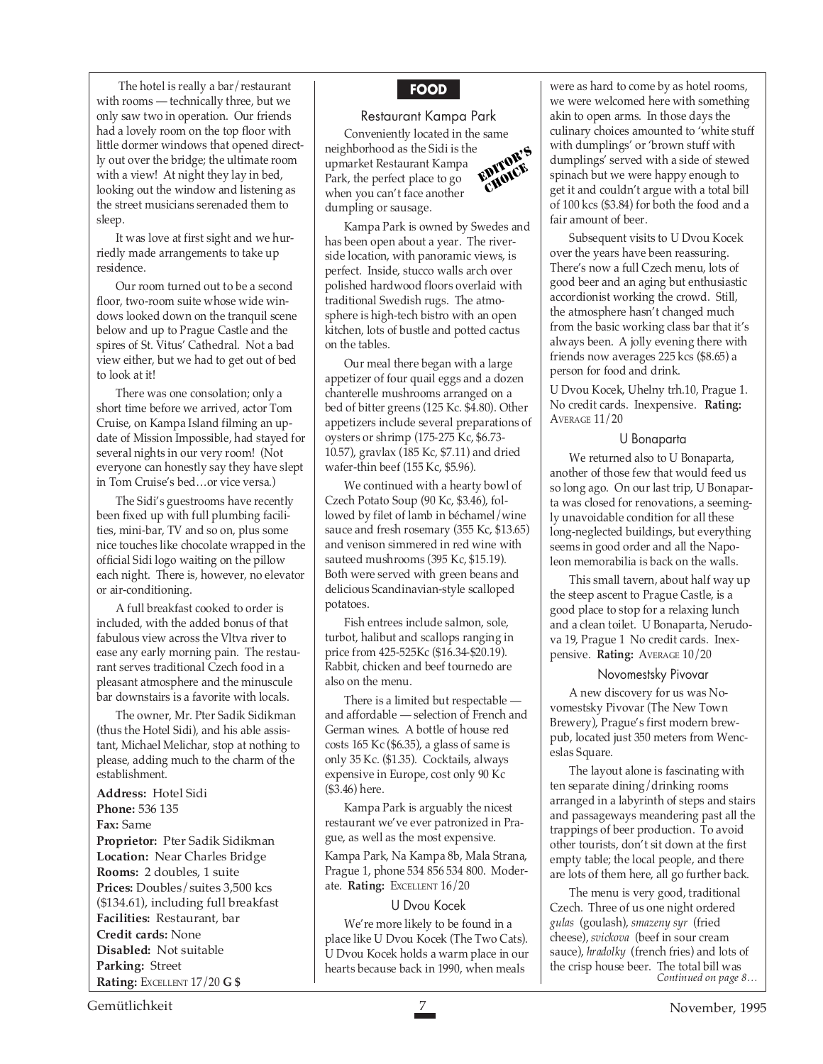The hotel is really a bar/restaurant with rooms — technically three, but we only saw two in operation. Our friends had a lovely room on the top floor with little dormer windows that opened directly out over the bridge; the ultimate room with a view! At night they lay in bed, looking out the window and listening as the street musicians serenaded them to sleep.

It was love at first sight and we hurriedly made arrangements to take up residence.

Our room turned out to be a second floor, two-room suite whose wide windows looked down on the tranquil scene below and up to Prague Castle and the spires of St. Vitus' Cathedral. Not a bad view either, but we had to get out of bed to look at it!

There was one consolation; only a short time before we arrived, actor Tom Cruise, on Kampa Island filming an update of Mission Impossible, had stayed for several nights in our very room! (Not everyone can honestly say they have slept in Tom Cruise's bed…or vice versa.)

The Sidi's guestrooms have recently been fixed up with full plumbing facilities, mini-bar, TV and so on, plus some nice touches like chocolate wrapped in the official Sidi logo waiting on the pillow each night. There is, however, no elevator or air-conditioning.

A full breakfast cooked to order is included, with the added bonus of that fabulous view across the Vltva river to ease any early morning pain. The restaurant serves traditional Czech food in a pleasant atmosphere and the minuscule bar downstairs is a favorite with locals.

The owner, Mr. Pter Sadik Sidikman (thus the Hotel Sidi), and his able assistant, Michael Melichar, stop at nothing to please, adding much to the charm of the establishment.

**Address:** Hotel Sidi
**Phone:** 536 135
**Fax:** Same
**Proprietor:** Pter Sadik Sidikman
**Location:** Near Charles Bridge
**Rooms:** 2 doubles, 1 suite
**Prices:** Doubles/suites 3,500 kcs ($134.61), including full breakfast
**Facilities:** Restaurant, bar
**Credit cards:** None
**Disabled:** Not suitable
**Parking:** Street
**Rating:** EXCELLENT 17/20 **G $**

## FOOD

### Restaurant Kampa Park

EDITOR'S CHOICE

Conveniently located in the same neighborhood as the Sidi is the upmarket Restaurant Kampa Park, the perfect place to go when you can't face another dumpling or sausage.

Kampa Park is owned by Swedes and has been open about a year. The riverside location, with panoramic views, is perfect. Inside, stucco walls arch over polished hardwood floors overlaid with traditional Swedish rugs. The atmosphere is high-tech bistro with an open kitchen, lots of bustle and potted cactus on the tables.

Our meal there began with a large appetizer of four quail eggs and a dozen chanterelle mushrooms arranged on a bed of bitter greens (125 Kc. $4.80). Other appetizers include several preparations of oysters or shrimp (175-275 Kc, $6.73-10.57), gravlax (185 Kc, $7.11) and dried wafer-thin beef (155 Kc, $5.96).

We continued with a hearty bowl of Czech Potato Soup (90 Kc, $3.46), followed by filet of lamb in béchamel/wine sauce and fresh rosemary (355 Kc, $13.65) and venison simmered in red wine with sauteed mushrooms (395 Kc, $15.19). Both were served with green beans and delicious Scandinavian-style scalloped potatoes.

Fish entrees include salmon, sole, turbot, halibut and scallops ranging in price from 425-525Kc ($16.34-$20.19). Rabbit, chicken and beef tournedo are also on the menu.

There is a limited but respectable — and affordable — selection of French and German wines. A bottle of house red costs 165 Kc ($6.35), a glass of same is only 35 Kc. ($1.35). Cocktails, always expensive in Europe, cost only 90 Kc ($3.46) here.

Kampa Park is arguably the nicest restaurant we've ever patronized in Prague, as well as the most expensive.

Kampa Park, Na Kampa 8b, Mala Strana, Prague 1, phone 534 856 534 800. Moderate. **Rating:** EXCELLENT 16/20

### U Dvou Kocek

We're more likely to be found in a place like U Dvou Kocek (The Two Cats). U Dvou Kocek holds a warm place in our hearts because back in 1990, when meals were as hard to come by as hotel rooms, we were welcomed here with something akin to open arms. In those days the culinary choices amounted to 'white stuff with dumplings' or 'brown stuff with dumplings' served with a side of stewed spinach but we were happy enough to get it and couldn't argue with a total bill of 100 kcs ($3.84) for both the food and a fair amount of beer.

Subsequent visits to U Dvou Kocek over the years have been reassuring. There's now a full Czech menu, lots of good beer and an aging but enthusiastic accordionist working the crowd. Still, the atmosphere hasn't changed much from the basic working class bar that it's always been. A jolly evening there with friends now averages 225 kcs ($8.65) a person for food and drink.

U Dvou Kocek, Uhelny trh.10, Prague 1. No credit cards. Inexpensive. **Rating:** AVERAGE 11/20

### U Bonaparta

We returned also to U Bonaparta, another of those few that would feed us so long ago. On our last trip, U Bonaparta was closed for renovations, a seemingly unavoidable condition for all these long-neglected buildings, but everything seems in good order and all the Napoleon memorabilia is back on the walls.

This small tavern, about half way up the steep ascent to Prague Castle, is a good place to stop for a relaxing lunch and a clean toilet. U Bonaparta, Nerudova 19, Prague 1 No credit cards. Inexpensive. **Rating:** AVERAGE 10/20

### Novomestsky Pivovar

A new discovery for us was Novomestsky Pivovar (The New Town Brewery), Prague's first modern brewpub, located just 350 meters from Wenceslas Square.

The layout alone is fascinating with ten separate dining/drinking rooms arranged in a labyrinth of steps and stairs and passageways meandering past all the trappings of beer production. To avoid other tourists, don't sit down at the first empty table; the local people, and there are lots of them here, all go further back.

The menu is very good, traditional Czech. Three of us one night ordered *gulas* (goulash), *smazeny syr* (fried cheese), *svickova* (beef in sour cream sauce), *hradolky* (french fries) and lots of the crisp house beer. The total bill was

*Continued on page 8…*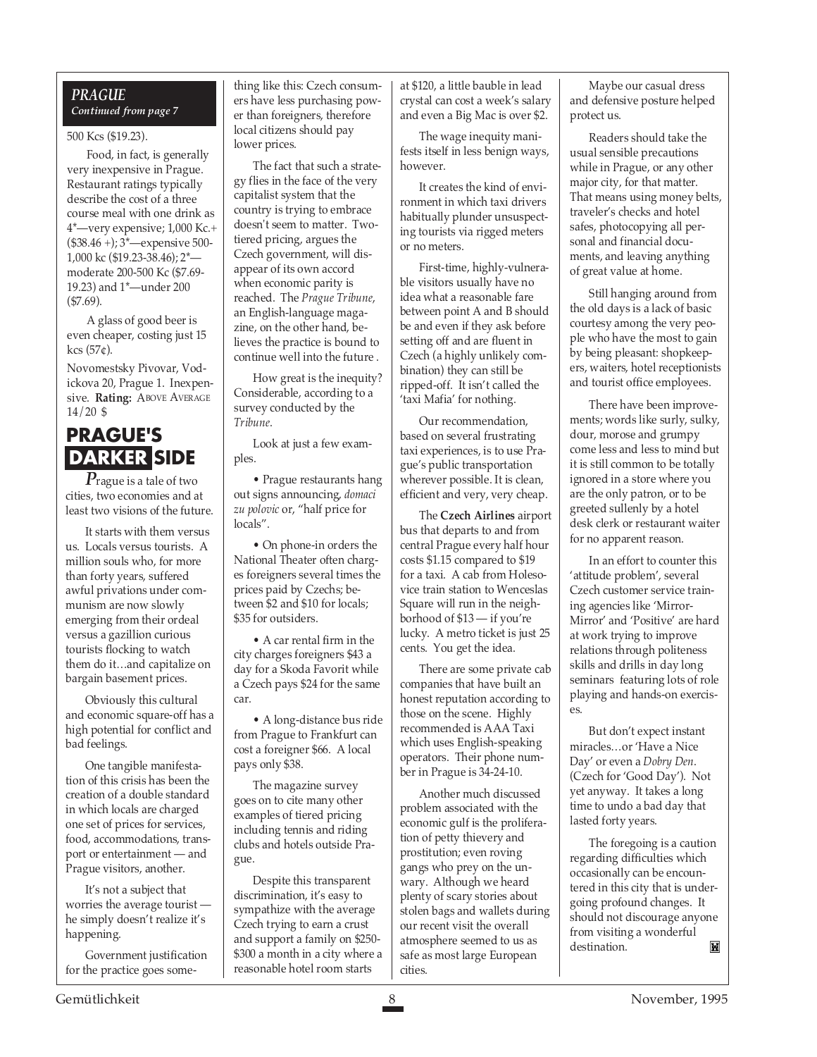*PRAGUE*
*Continued from page 7*

500 Kcs ($19.23).

Food, in fact, is generally very inexpensive in Prague. Restaurant ratings typically describe the cost of a three course meal with one drink as 4*—very expensive; 1,000 Kc.+ ($38.46 +); 3*—expensive 500-1,000 kc ($19.23-38.46); 2*—moderate 200-500 Kc ($7.69-19.23) and 1*—under 200 ($7.69).

A glass of good beer is even cheaper, costing just 15 kcs (57¢).

Novomestsky Pivovar, Vodickova 20, Prague 1. Inexpensive. **Rating:** ABOVE AVERAGE 14/20 $

## PRAGUE'S DARKER SIDE

*P*rague is a tale of two cities, two economies and at least two visions of the future.

It starts with them versus us. Locals versus tourists. A million souls who, for more than forty years, suffered awful privations under communism are now slowly emerging from their ordeal versus a gazillion curious tourists flocking to watch them do it…and capitalize on bargain basement prices.

Obviously this cultural and economic square-off has a high potential for conflict and bad feelings.

One tangible manifestation of this crisis has been the creation of a double standard in which locals are charged one set of prices for services, food, accommodations, transport or entertainment — and Prague visitors, another.

It's not a subject that worries the average tourist — he simply doesn't realize it's happening.

Government justification for the practice goes something like this: Czech consumers have less purchasing power than foreigners, therefore local citizens should pay lower prices.

The fact that such a strategy flies in the face of the very capitalist system that the country is trying to embrace doesn't seem to matter. Two-tiered pricing, argues the Czech government, will disappear of its own accord when economic parity is reached. The *Prague Tribune*, an English-language magazine, on the other hand, believes the practice is bound to continue well into the future .

How great is the inequity? Considerable, according to a survey conducted by the *Tribune*.

Look at just a few examples.

• Prague restaurants hang out signs announcing, *domaci zu polovic* or, "half price for locals".

• On phone-in orders the National Theater often charges foreigners several times the prices paid by Czechs; between $2 and $10 for locals; $35 for outsiders.

• A car rental firm in the city charges foreigners $43 a day for a Skoda Favorit while a Czech pays $24 for the same car.

• A long-distance bus ride from Prague to Frankfurt can cost a foreigner $66. A local pays only $38.

The magazine survey goes on to cite many other examples of tiered pricing including tennis and riding clubs and hotels outside Prague.

Despite this transparent discrimination, it's easy to sympathize with the average Czech trying to earn a crust and support a family on $250-$300 a month in a city where a reasonable hotel room starts at $120, a little bauble in lead crystal can cost a week's salary and even a Big Mac is over $2.

The wage inequity manifests itself in less benign ways, however.

It creates the kind of environment in which taxi drivers habitually plunder unsuspecting tourists via rigged meters or no meters.

First-time, highly-vulnerable visitors usually have no idea what a reasonable fare between point A and B should be and even if they ask before setting off and are fluent in Czech (a highly unlikely combination) they can still be ripped-off. It isn't called the 'taxi Mafia' for nothing.

Our recommendation, based on several frustrating taxi experiences, is to use Prague's public transportation wherever possible. It is clean, efficient and very, very cheap.

The **Czech Airlines** airport bus that departs to and from central Prague every half hour costs $1.15 compared to $19 for a taxi. A cab from Holesovice train station to Wenceslas Square will run in the neighborhood of $13 — if you're lucky. A metro ticket is just 25 cents. You get the idea.

There are some private cab companies that have built an honest reputation according to those on the scene. Highly recommended is AAA Taxi which uses English-speaking operators. Their phone number in Prague is 34-24-10.

Another much discussed problem associated with the economic gulf is the proliferation of petty thievery and prostitution; even roving gangs who prey on the unwary. Although we heard plenty of scary stories about stolen bags and wallets during our recent visit the overall atmosphere seemed to us as safe as most large European cities.

Maybe our casual dress and defensive posture helped protect us.

Readers should take the usual sensible precautions while in Prague, or any other major city, for that matter. That means using money belts, traveler's checks and hotel safes, photocopying all personal and financial documents, and leaving anything of great value at home.

Still hanging around from the old days is a lack of basic courtesy among the very people who have the most to gain by being pleasant: shopkeepers, waiters, hotel receptionists and tourist office employees.

There have been improvements; words like surly, sulky, dour, morose and grumpy come less and less to mind but it is still common to be totally ignored in a store where you are the only patron, or to be greeted sullenly by a hotel desk clerk or restaurant waiter for no apparent reason.

In an effort to counter this 'attitude problem', several Czech customer service training agencies like 'Mirror-Mirror' and 'Positive' are hard at work trying to improve relations through politeness skills and drills in day long seminars featuring lots of role playing and hands-on exercises.

But don't expect instant miracles…or 'Have a Nice Day' or even a *Dobry Den*. (Czech for 'Good Day'). Not yet anyway. It takes a long time to undo a bad day that lasted forty years.

The foregoing is a caution regarding difficulties which occasionally can be encountered in this city that is undergoing profound changes. It should not discourage anyone from visiting a wonderful destination.